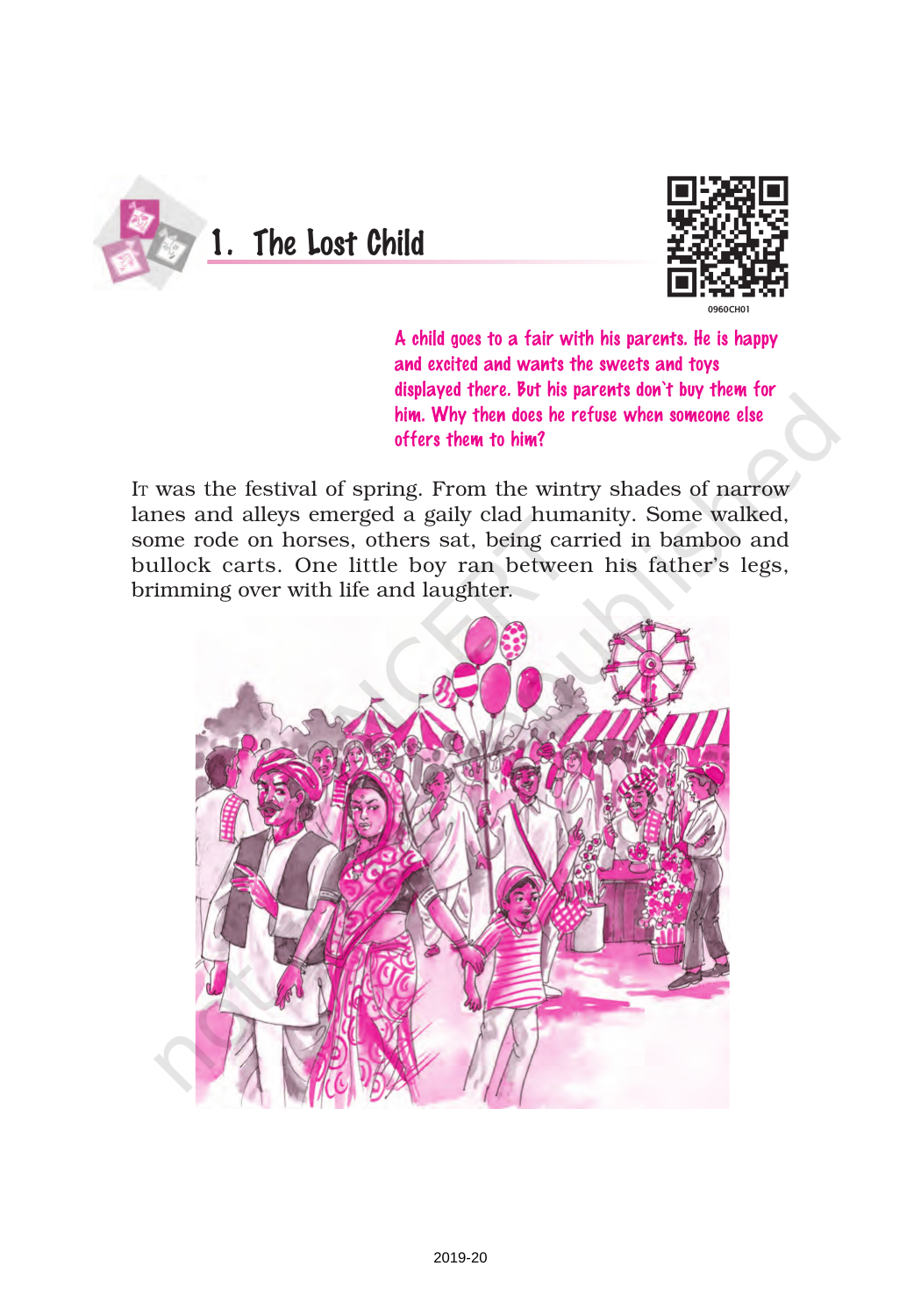# 1. The Lost Child

0960CH01

*A child goes to a fair with his parents. He is happy and excited and wants the sweets and toys displayed there. But his parents don't buy them for him. Why then does he refuse when someone else offers them to him?*

It was the festival of spring. From the wintry shades of narrow lanes and alleys emerged a gaily clad humanity. Some walked, some rode on horses, others sat, being carried in bamboo and bullock carts. One little boy ran between his father's legs, brimming over with life and laughter.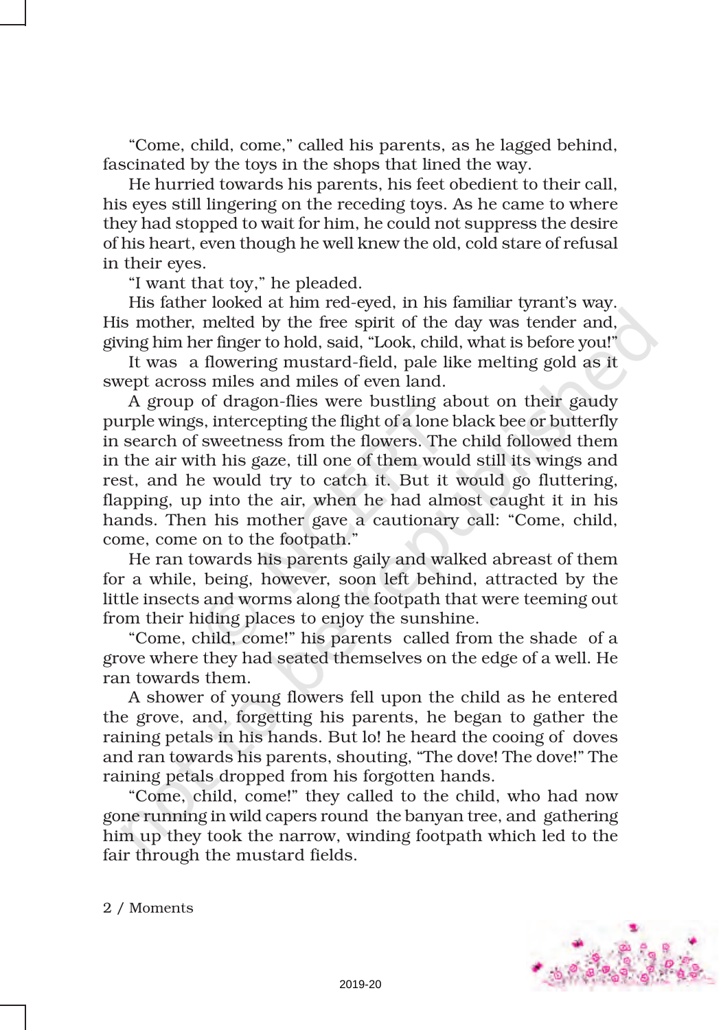"Come, child, come," called his parents, as he lagged behind, fascinated by the toys in the shops that lined the way.

He hurried towards his parents, his feet obedient to their call, his eyes still lingering on the receding toys. As he came to where they had stopped to wait for him, he could not suppress the desire of his heart, even though he well knew the old, cold stare of refusal in their eyes.

"I want that toy," he pleaded.

His father looked at him red-eyed, in his familiar tyrant's way. His mother, melted by the free spirit of the day was tender and, giving him her finger to hold, said, "Look, child, what is before you!"

It was a flowering mustard-field, pale like melting gold as it swept across miles and miles of even land.

A group of dragon-flies were bustling about on their gaudy purple wings, intercepting the flight of a lone black bee or butterfly in search of sweetness from the flowers. The child followed them in the air with his gaze, till one of them would still its wings and rest, and he would try to catch it. But it would go fluttering, flapping, up into the air, when he had almost caught it in his hands. Then his mother gave a cautionary call: "Come, child, come, come on to the footpath."

He ran towards his parents gaily and walked abreast of them for a while, being, however, soon left behind, attracted by the little insects and worms along the footpath that were teeming out from their hiding places to enjoy the sunshine.

"Come, child, come!" his parents called from the shade of a grove where they had seated themselves on the edge of a well. He ran towards them.

A shower of young flowers fell upon the child as he entered the grove, and, forgetting his parents, he began to gather the raining petals in his hands. But lo! he heard the cooing of doves and ran towards his parents, shouting, "The dove! The dove!" The raining petals dropped from his forgotten hands.

"Come, child, come!" they called to the child, who had now gone running in wild capers round the banyan tree, and gathering him up they took the narrow, winding footpath which led to the fair through the mustard fields.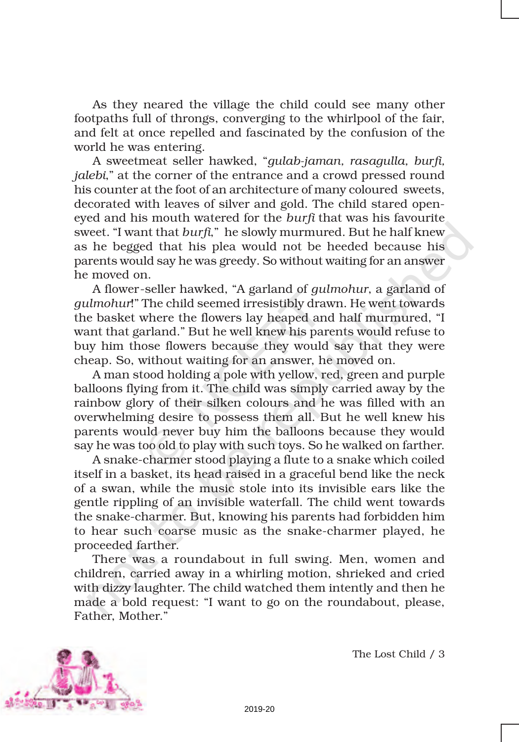As they neared the village the child could see many other footpaths full of throngs, converging to the whirlpool of the fair, and felt at once repelled and fascinated by the confusion of the world he was entering.

A sweetmeat seller hawked, "*gulab-jaman, rasagulla, burfi, jalebi*," at the corner of the entrance and a crowd pressed round his counter at the foot of an architecture of many coloured sweets, decorated with leaves of silver and gold. The child stared open-eyed and his mouth watered for the *burfi* that was his favourite sweet. "I want that *burfi*," he slowly murmured. But he half knew as he begged that his plea would not be heeded because his parents would say he was greedy. So without waiting for an answer he moved on.

A flower-seller hawked, "A garland of *gulmohur*, a garland of *gulmohur*!" The child seemed irresistibly drawn. He went towards the basket where the flowers lay heaped and half murmured, "I want that garland." But he well knew his parents would refuse to buy him those flowers because they would say that they were cheap. So, without waiting for an answer, he moved on.

A man stood holding a pole with yellow, red, green and purple balloons flying from it. The child was simply carried away by the rainbow glory of their silken colours and he was filled with an overwhelming desire to possess them all. But he well knew his parents would never buy him the balloons because they would say he was too old to play with such toys. So he walked on farther.

A snake-charmer stood playing a flute to a snake which coiled itself in a basket, its head raised in a graceful bend like the neck of a swan, while the music stole into its invisible ears like the gentle rippling of an invisible waterfall. The child went towards the snake-charmer. But, knowing his parents had forbidden him to hear such coarse music as the snake-charmer played, he proceeded farther.

There was a roundabout in full swing. Men, women and children, carried away in a whirling motion, shrieked and cried with dizzy laughter. The child watched them intently and then he made a bold request: "I want to go on the roundabout, please, Father, Mother."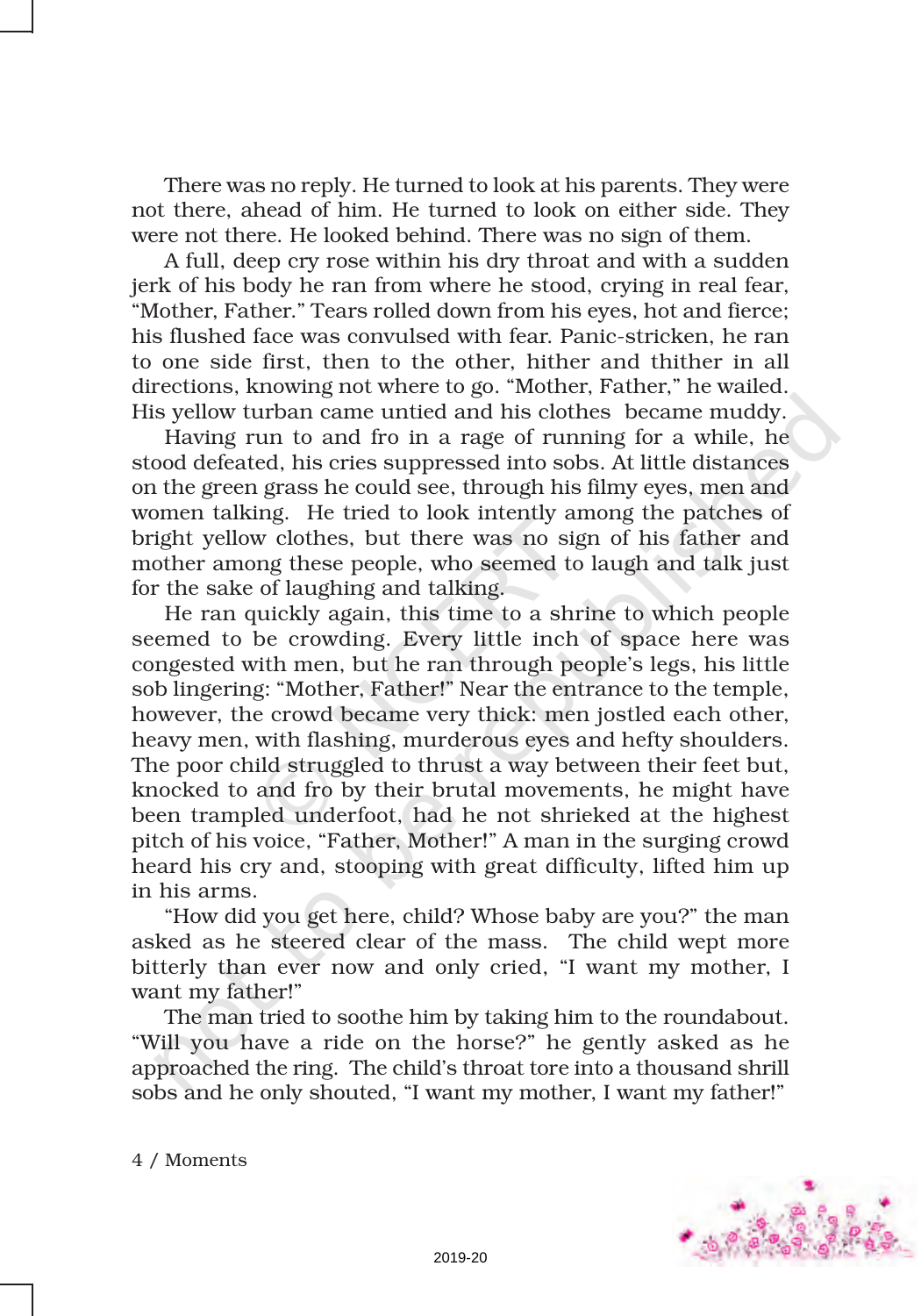There was no reply. He turned to look at his parents. They were not there, ahead of him. He turned to look on either side. They were not there. He looked behind. There was no sign of them.

A full, deep cry rose within his dry throat and with a sudden jerk of his body he ran from where he stood, crying in real fear, "Mother, Father." Tears rolled down from his eyes, hot and fierce; his flushed face was convulsed with fear. Panic-stricken, he ran to one side first, then to the other, hither and thither in all directions, knowing not where to go. "Mother, Father," he wailed. His yellow turban came untied and his clothes became muddy.

Having run to and fro in a rage of running for a while, he stood defeated, his cries suppressed into sobs. At little distances on the green grass he could see, through his filmy eyes, men and women talking. He tried to look intently among the patches of bright yellow clothes, but there was no sign of his father and mother among these people, who seemed to laugh and talk just for the sake of laughing and talking.

He ran quickly again, this time to a shrine to which people seemed to be crowding. Every little inch of space here was congested with men, but he ran through people's legs, his little sob lingering: "Mother, Father!" Near the entrance to the temple, however, the crowd became very thick: men jostled each other, heavy men, with flashing, murderous eyes and hefty shoulders. The poor child struggled to thrust a way between their feet but, knocked to and fro by their brutal movements, he might have been trampled underfoot, had he not shrieked at the highest pitch of his voice, "Father, Mother!" A man in the surging crowd heard his cry and, stooping with great difficulty, lifted him up in his arms.

"How did you get here, child? Whose baby are you?" the man asked as he steered clear of the mass. The child wept more bitterly than ever now and only cried, "I want my mother, I want my father!"

The man tried to soothe him by taking him to the roundabout. "Will you have a ride on the horse?" he gently asked as he approached the ring. The child's throat tore into a thousand shrill sobs and he only shouted, "I want my mother, I want my father!"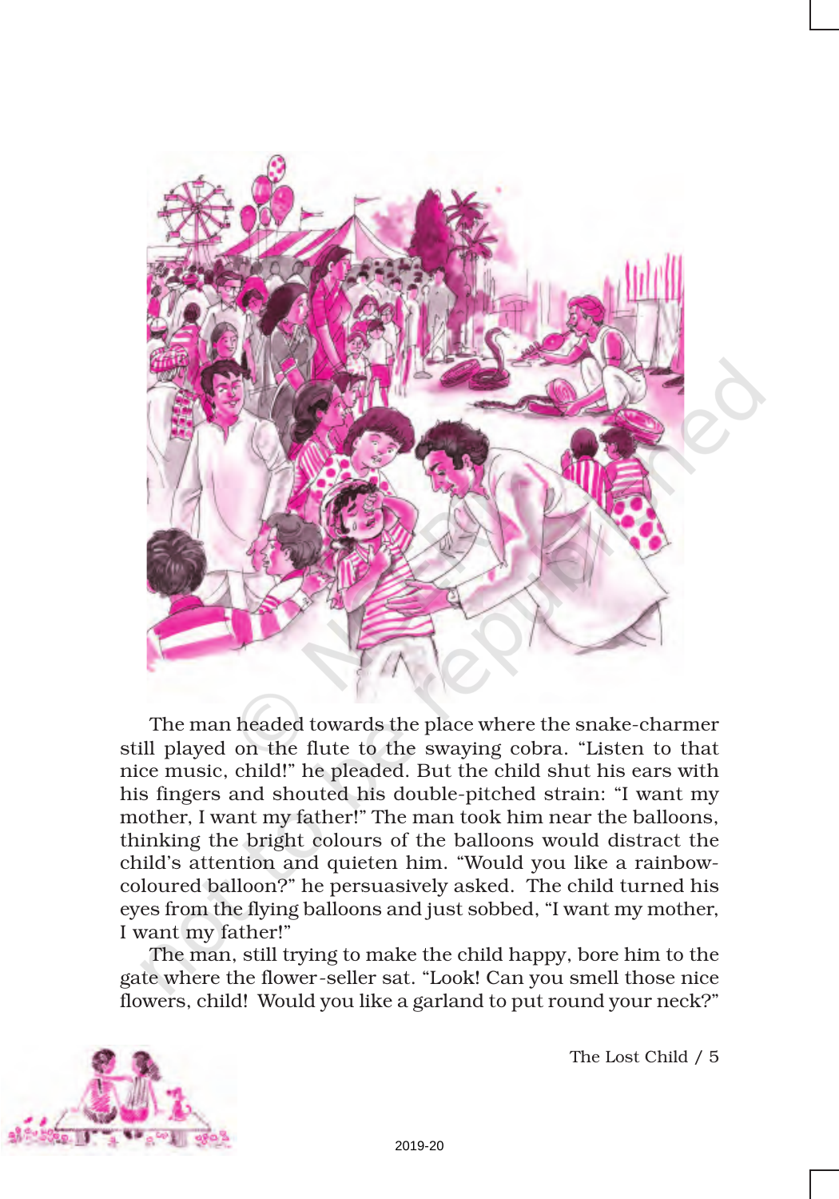The man headed towards the place where the snake-charmer still played on the flute to the swaying cobra. "Listen to that nice music, child!" he pleaded. But the child shut his ears with his fingers and shouted his double-pitched strain: "I want my mother, I want my father!" The man took him near the balloons, thinking the bright colours of the balloons would distract the child's attention and quieten him. "Would you like a rainbow-coloured balloon?" he persuasively asked. The child turned his eyes from the flying balloons and just sobbed, "I want my mother, I want my father!"

The man, still trying to make the child happy, bore him to the gate where the flower-seller sat. "Look! Can you smell those nice flowers, child! Would you like a garland to put round your neck?"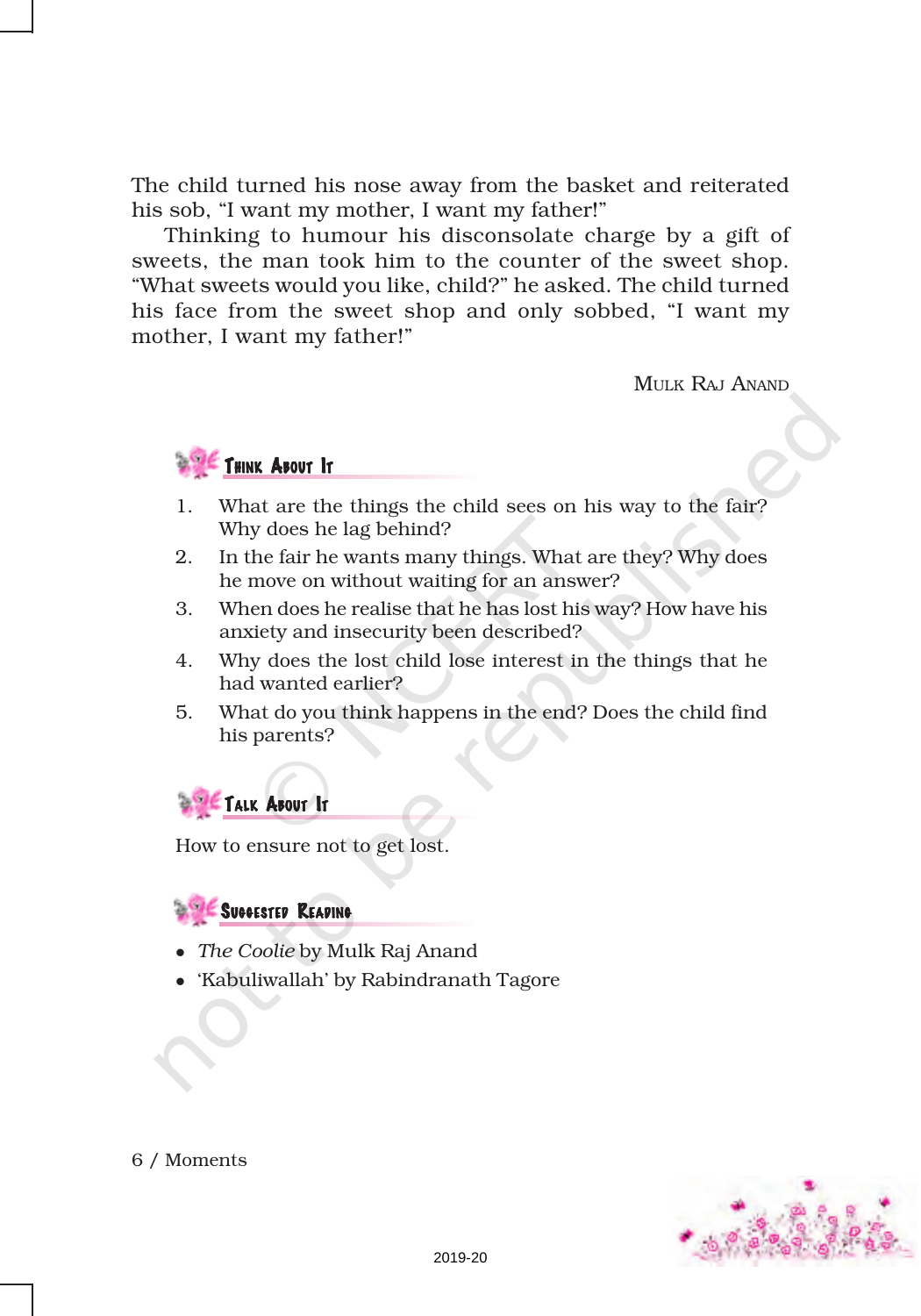The child turned his nose away from the basket and reiterated his sob, "I want my mother, I want my father!"

Thinking to humour his disconsolate charge by a gift of sweets, the man took him to the counter of the sweet shop. "What sweets would you like, child?" he asked. The child turned his face from the sweet shop and only sobbed, "I want my mother, I want my father!"

MULK RAJ ANAND

## Think About It

1. What are the things the child sees on his way to the fair? Why does he lag behind?
2. In the fair he wants many things. What are they? Why does he move on without waiting for an answer?
3. When does he realise that he has lost his way? How have his anxiety and insecurity been described?
4. Why does the lost child lose interest in the things that he had wanted earlier?
5. What do you think happens in the end? Does the child find his parents?

## Talk About It

How to ensure not to get lost.

## Suggested Reading

- *The Coolie* by Mulk Raj Anand
- 'Kabuliwallah' by Rabindranath Tagore